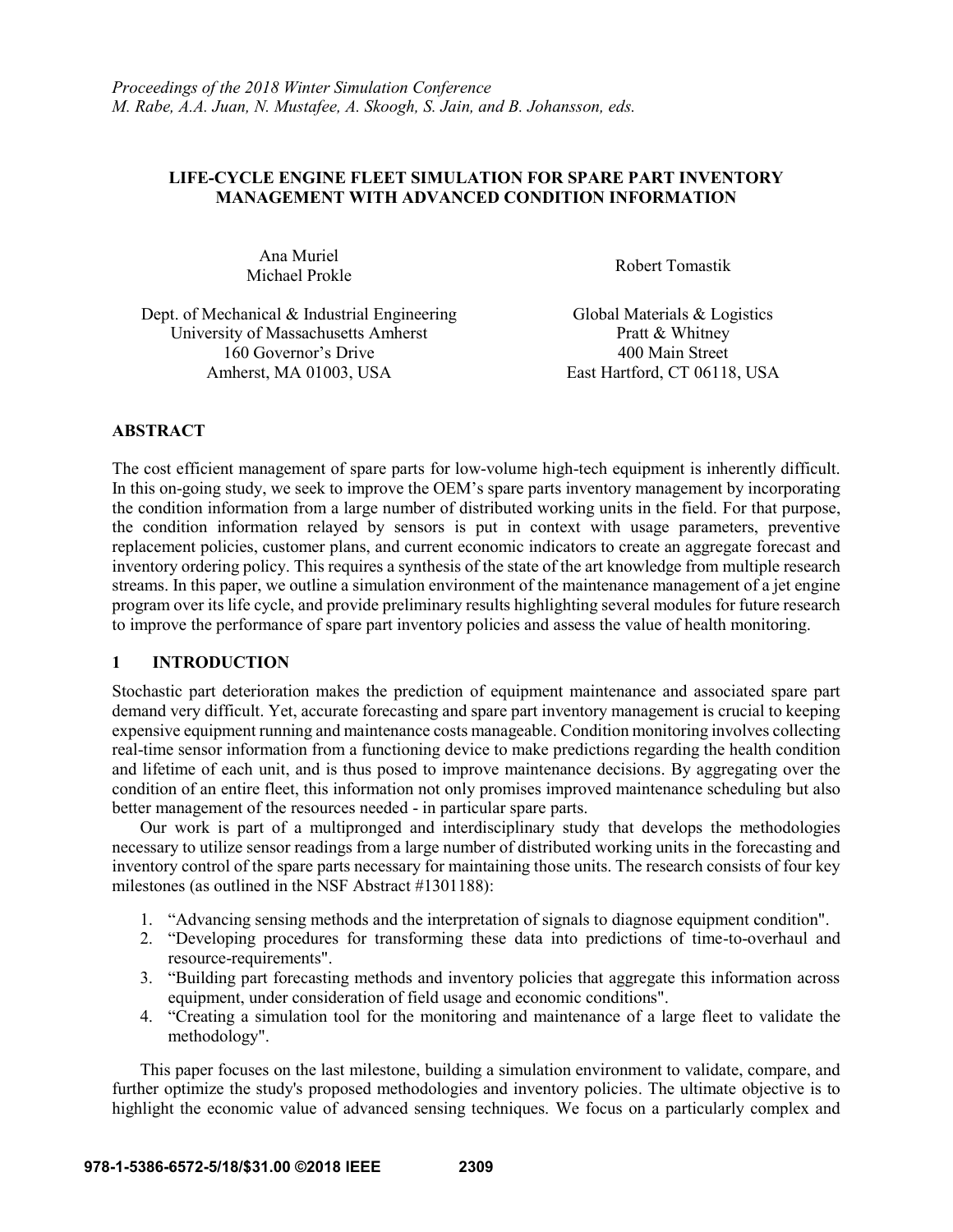*Proceedings of the 2018 Winter Simulation Conference*
*M. Rabe, A.A. Juan, N. Mustafee, A. Skoogh, S. Jain, and B. Johansson, eds.*

# LIFE-CYCLE ENGINE FLEET SIMULATION FOR SPARE PART INVENTORY MANAGEMENT WITH ADVANCED CONDITION INFORMATION

Ana Muriel
Michael Prokle

Dept. of Mechanical & Industrial Engineering
University of Massachusetts Amherst
160 Governor's Drive
Amherst, MA 01003, USA

Robert Tomastik

Global Materials & Logistics
Pratt & Whitney
400 Main Street
East Hartford, CT 06118, USA

## ABSTRACT

The cost efficient management of spare parts for low-volume high-tech equipment is inherently difficult. In this on-going study, we seek to improve the OEM's spare parts inventory management by incorporating the condition information from a large number of distributed working units in the field. For that purpose, the condition information relayed by sensors is put in context with usage parameters, preventive replacement policies, customer plans, and current economic indicators to create an aggregate forecast and inventory ordering policy. This requires a synthesis of the state of the art knowledge from multiple research streams. In this paper, we outline a simulation environment of the maintenance management of a jet engine program over its life cycle, and provide preliminary results highlighting several modules for future research to improve the performance of spare part inventory policies and assess the value of health monitoring.

## 1 INTRODUCTION

Stochastic part deterioration makes the prediction of equipment maintenance and associated spare part demand very difficult. Yet, accurate forecasting and spare part inventory management is crucial to keeping expensive equipment running and maintenance costs manageable. Condition monitoring involves collecting real-time sensor information from a functioning device to make predictions regarding the health condition and lifetime of each unit, and is thus posed to improve maintenance decisions. By aggregating over the condition of an entire fleet, this information not only promises improved maintenance scheduling but also better management of the resources needed - in particular spare parts.

Our work is part of a multipronged and interdisciplinary study that develops the methodologies necessary to utilize sensor readings from a large number of distributed working units in the forecasting and inventory control of the spare parts necessary for maintaining those units. The research consists of four key milestones (as outlined in the NSF Abstract #1301188):

1. "Advancing sensing methods and the interpretation of signals to diagnose equipment condition".
2. "Developing procedures for transforming these data into predictions of time-to-overhaul and resource-requirements".
3. "Building part forecasting methods and inventory policies that aggregate this information across equipment, under consideration of field usage and economic conditions".
4. "Creating a simulation tool for the monitoring and maintenance of a large fleet to validate the methodology".

This paper focuses on the last milestone, building a simulation environment to validate, compare, and further optimize the study's proposed methodologies and inventory policies. The ultimate objective is to highlight the economic value of advanced sensing techniques. We focus on a particularly complex and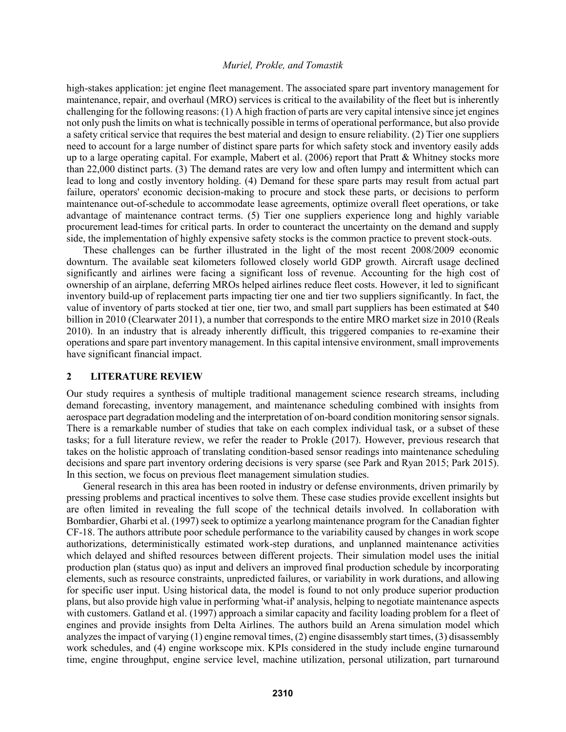high-stakes application: jet engine fleet management. The associated spare part inventory management for maintenance, repair, and overhaul (MRO) services is critical to the availability of the fleet but is inherently challenging for the following reasons: (1) A high fraction of parts are very capital intensive since jet engines not only push the limits on what is technically possible in terms of operational performance, but also provide a safety critical service that requires the best material and design to ensure reliability. (2) Tier one suppliers need to account for a large number of distinct spare parts for which safety stock and inventory easily adds up to a large operating capital. For example, Mabert et al. (2006) report that Pratt & Whitney stocks more than 22,000 distinct parts. (3) The demand rates are very low and often lumpy and intermittent which can lead to long and costly inventory holding. (4) Demand for these spare parts may result from actual part failure, operators' economic decision-making to procure and stock these parts, or decisions to perform maintenance out-of-schedule to accommodate lease agreements, optimize overall fleet operations, or take advantage of maintenance contract terms. (5) Tier one suppliers experience long and highly variable procurement lead-times for critical parts. In order to counteract the uncertainty on the demand and supply side, the implementation of highly expensive safety stocks is the common practice to prevent stock-outs.

These challenges can be further illustrated in the light of the most recent 2008/2009 economic downturn. The available seat kilometers followed closely world GDP growth. Aircraft usage declined significantly and airlines were facing a significant loss of revenue. Accounting for the high cost of ownership of an airplane, deferring MROs helped airlines reduce fleet costs. However, it led to significant inventory build-up of replacement parts impacting tier one and tier two suppliers significantly. In fact, the value of inventory of parts stocked at tier one, tier two, and small part suppliers has been estimated at $40 billion in 2010 (Clearwater 2011), a number that corresponds to the entire MRO market size in 2010 (Reals 2010). In an industry that is already inherently difficult, this triggered companies to re-examine their operations and spare part inventory management. In this capital intensive environment, small improvements have significant financial impact.

## 2 LITERATURE REVIEW

Our study requires a synthesis of multiple traditional management science research streams, including demand forecasting, inventory management, and maintenance scheduling combined with insights from aerospace part degradation modeling and the interpretation of on-board condition monitoring sensor signals. There is a remarkable number of studies that take on each complex individual task, or a subset of these tasks; for a full literature review, we refer the reader to Prokle (2017). However, previous research that takes on the holistic approach of translating condition-based sensor readings into maintenance scheduling decisions and spare part inventory ordering decisions is very sparse (see Park and Ryan 2015; Park 2015). In this section, we focus on previous fleet management simulation studies.

General research in this area has been rooted in industry or defense environments, driven primarily by pressing problems and practical incentives to solve them. These case studies provide excellent insights but are often limited in revealing the full scope of the technical details involved. In collaboration with Bombardier, Gharbi et al. (1997) seek to optimize a yearlong maintenance program for the Canadian fighter CF-18. The authors attribute poor schedule performance to the variability caused by changes in work scope authorizations, deterministically estimated work-step durations, and unplanned maintenance activities which delayed and shifted resources between different projects. Their simulation model uses the initial production plan (status quo) as input and delivers an improved final production schedule by incorporating elements, such as resource constraints, unpredicted failures, or variability in work durations, and allowing for specific user input. Using historical data, the model is found to not only produce superior production plans, but also provide high value in performing 'what-if' analysis, helping to negotiate maintenance aspects with customers. Gatland et al. (1997) approach a similar capacity and facility loading problem for a fleet of engines and provide insights from Delta Airlines. The authors build an Arena simulation model which analyzes the impact of varying (1) engine removal times, (2) engine disassembly start times, (3) disassembly work schedules, and (4) engine workscope mix. KPIs considered in the study include engine turnaround time, engine throughput, engine service level, machine utilization, personal utilization, part turnaround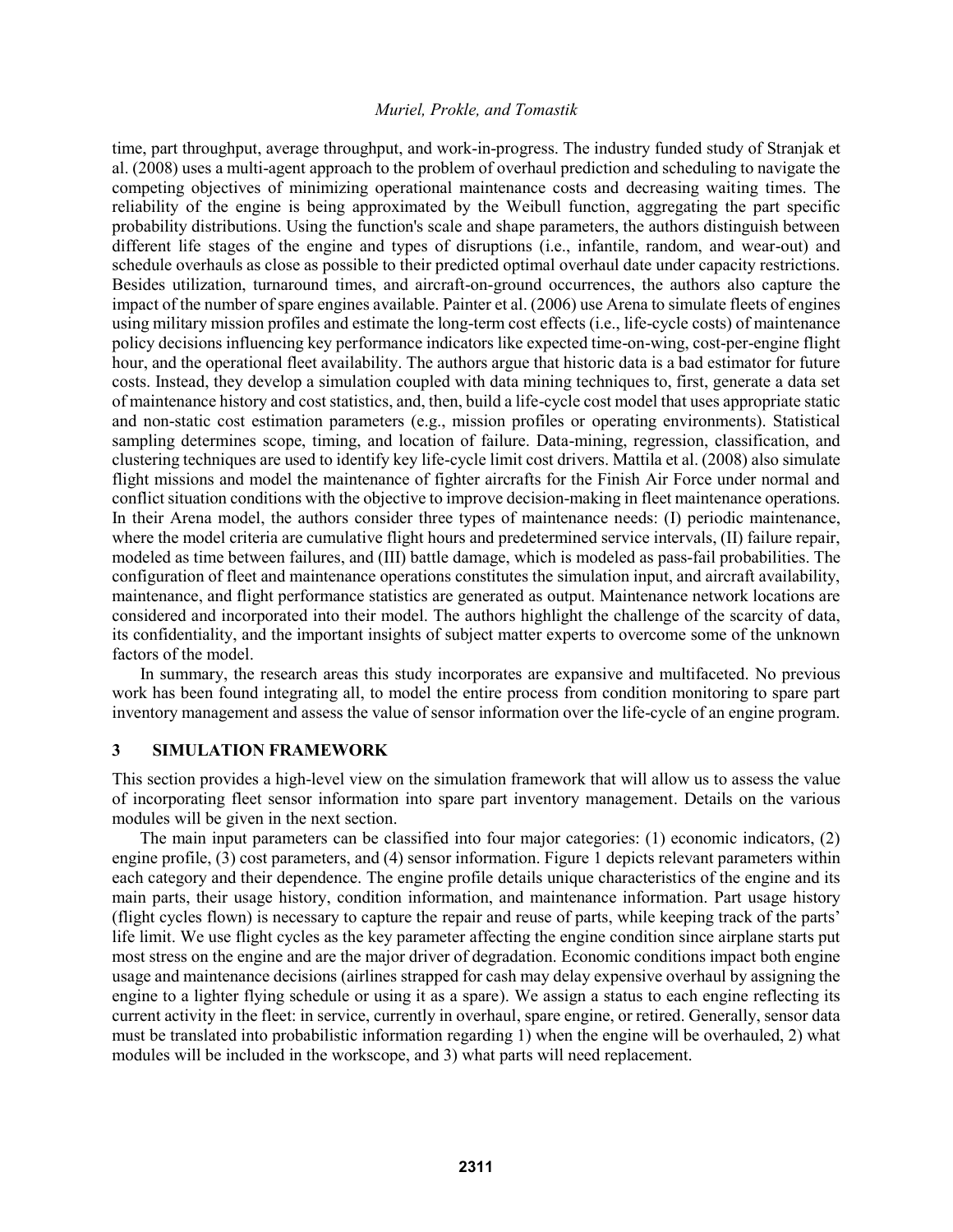time, part throughput, average throughput, and work-in-progress. The industry funded study of Stranjak et al. (2008) uses a multi-agent approach to the problem of overhaul prediction and scheduling to navigate the competing objectives of minimizing operational maintenance costs and decreasing waiting times. The reliability of the engine is being approximated by the Weibull function, aggregating the part specific probability distributions. Using the function's scale and shape parameters, the authors distinguish between different life stages of the engine and types of disruptions (i.e., infantile, random, and wear-out) and schedule overhauls as close as possible to their predicted optimal overhaul date under capacity restrictions. Besides utilization, turnaround times, and aircraft-on-ground occurrences, the authors also capture the impact of the number of spare engines available. Painter et al. (2006) use Arena to simulate fleets of engines using military mission profiles and estimate the long-term cost effects (i.e., life-cycle costs) of maintenance policy decisions influencing key performance indicators like expected time-on-wing, cost-per-engine flight hour, and the operational fleet availability. The authors argue that historic data is a bad estimator for future costs. Instead, they develop a simulation coupled with data mining techniques to, first, generate a data set of maintenance history and cost statistics, and, then, build a life-cycle cost model that uses appropriate static and non-static cost estimation parameters (e.g., mission profiles or operating environments). Statistical sampling determines scope, timing, and location of failure. Data-mining, regression, classification, and clustering techniques are used to identify key life-cycle limit cost drivers. Mattila et al. (2008) also simulate flight missions and model the maintenance of fighter aircrafts for the Finish Air Force under normal and conflict situation conditions with the objective to improve decision-making in fleet maintenance operations. In their Arena model, the authors consider three types of maintenance needs: (I) periodic maintenance, where the model criteria are cumulative flight hours and predetermined service intervals, (II) failure repair, modeled as time between failures, and (III) battle damage, which is modeled as pass-fail probabilities. The configuration of fleet and maintenance operations constitutes the simulation input, and aircraft availability, maintenance, and flight performance statistics are generated as output. Maintenance network locations are considered and incorporated into their model. The authors highlight the challenge of the scarcity of data, its confidentiality, and the important insights of subject matter experts to overcome some of the unknown factors of the model.

In summary, the research areas this study incorporates are expansive and multifaceted. No previous work has been found integrating all, to model the entire process from condition monitoring to spare part inventory management and assess the value of sensor information over the life-cycle of an engine program.

## 3 SIMULATION FRAMEWORK

This section provides a high-level view on the simulation framework that will allow us to assess the value of incorporating fleet sensor information into spare part inventory management. Details on the various modules will be given in the next section.

The main input parameters can be classified into four major categories: (1) economic indicators, (2) engine profile, (3) cost parameters, and (4) sensor information. Figure 1 depicts relevant parameters within each category and their dependence. The engine profile details unique characteristics of the engine and its main parts, their usage history, condition information, and maintenance information. Part usage history (flight cycles flown) is necessary to capture the repair and reuse of parts, while keeping track of the parts' life limit. We use flight cycles as the key parameter affecting the engine condition since airplane starts put most stress on the engine and are the major driver of degradation. Economic conditions impact both engine usage and maintenance decisions (airlines strapped for cash may delay expensive overhaul by assigning the engine to a lighter flying schedule or using it as a spare). We assign a status to each engine reflecting its current activity in the fleet: in service, currently in overhaul, spare engine, or retired. Generally, sensor data must be translated into probabilistic information regarding 1) when the engine will be overhauled, 2) what modules will be included in the workscope, and 3) what parts will need replacement.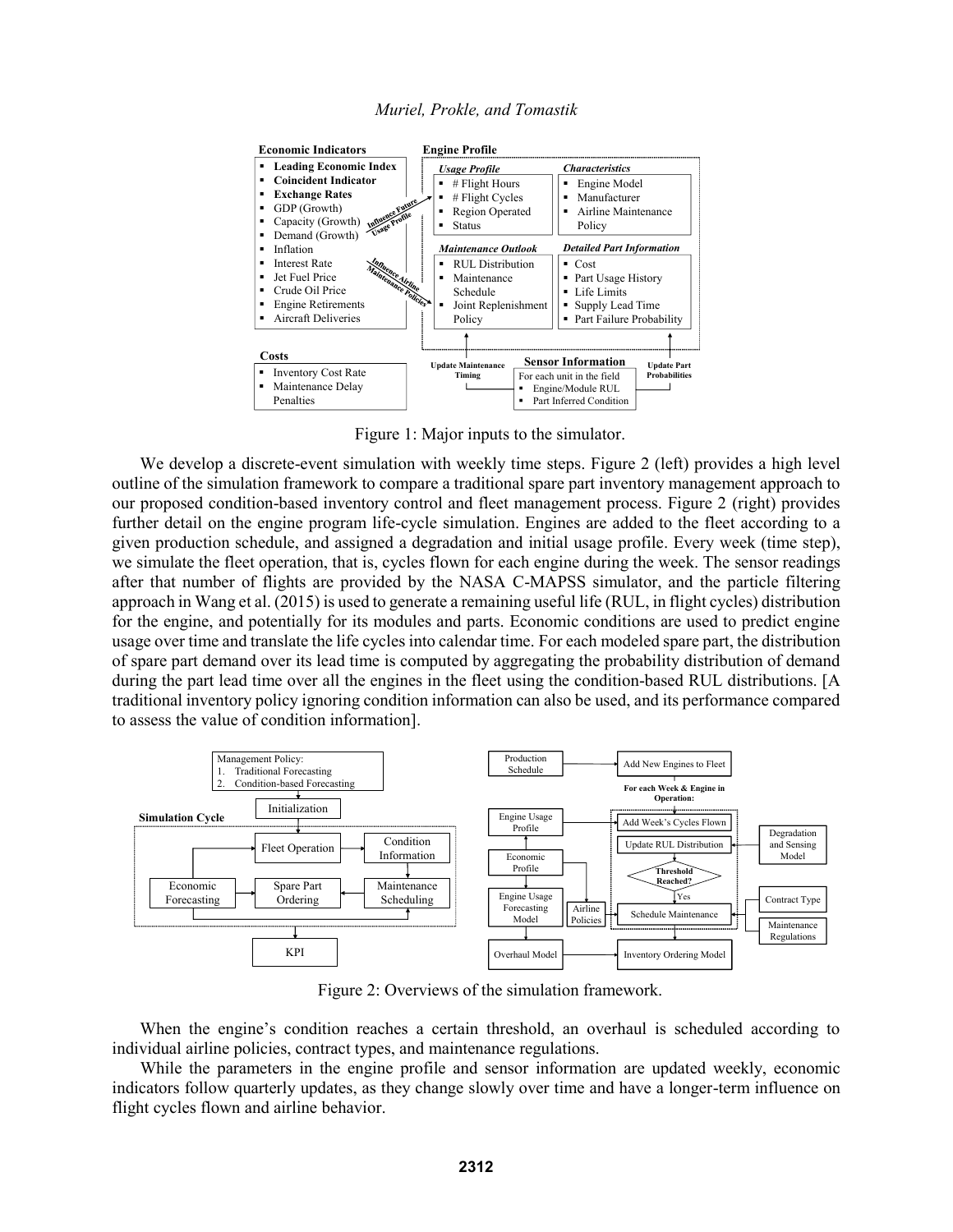Figure 1: Major inputs to the simulator.

We develop a discrete-event simulation with weekly time steps. Figure 2 (left) provides a high level outline of the simulation framework to compare a traditional spare part inventory management approach to our proposed condition-based inventory control and fleet management process. Figure 2 (right) provides further detail on the engine program life-cycle simulation. Engines are added to the fleet according to a given production schedule, and assigned a degradation and initial usage profile. Every week (time step), we simulate the fleet operation, that is, cycles flown for each engine during the week. The sensor readings after that number of flights are provided by the NASA C-MAPSS simulator, and the particle filtering approach in Wang et al. (2015) is used to generate a remaining useful life (RUL, in flight cycles) distribution for the engine, and potentially for its modules and parts. Economic conditions are used to predict engine usage over time and translate the life cycles into calendar time. For each modeled spare part, the distribution of spare part demand over its lead time is computed by aggregating the probability distribution of demand during the part lead time over all the engines in the fleet using the condition-based RUL distributions. [A traditional inventory policy ignoring condition information can also be used, and its performance compared to assess the value of condition information].

Figure 2: Overviews of the simulation framework.

When the engine's condition reaches a certain threshold, an overhaul is scheduled according to individual airline policies, contract types, and maintenance regulations.

While the parameters in the engine profile and sensor information are updated weekly, economic indicators follow quarterly updates, as they change slowly over time and have a longer-term influence on flight cycles flown and airline behavior.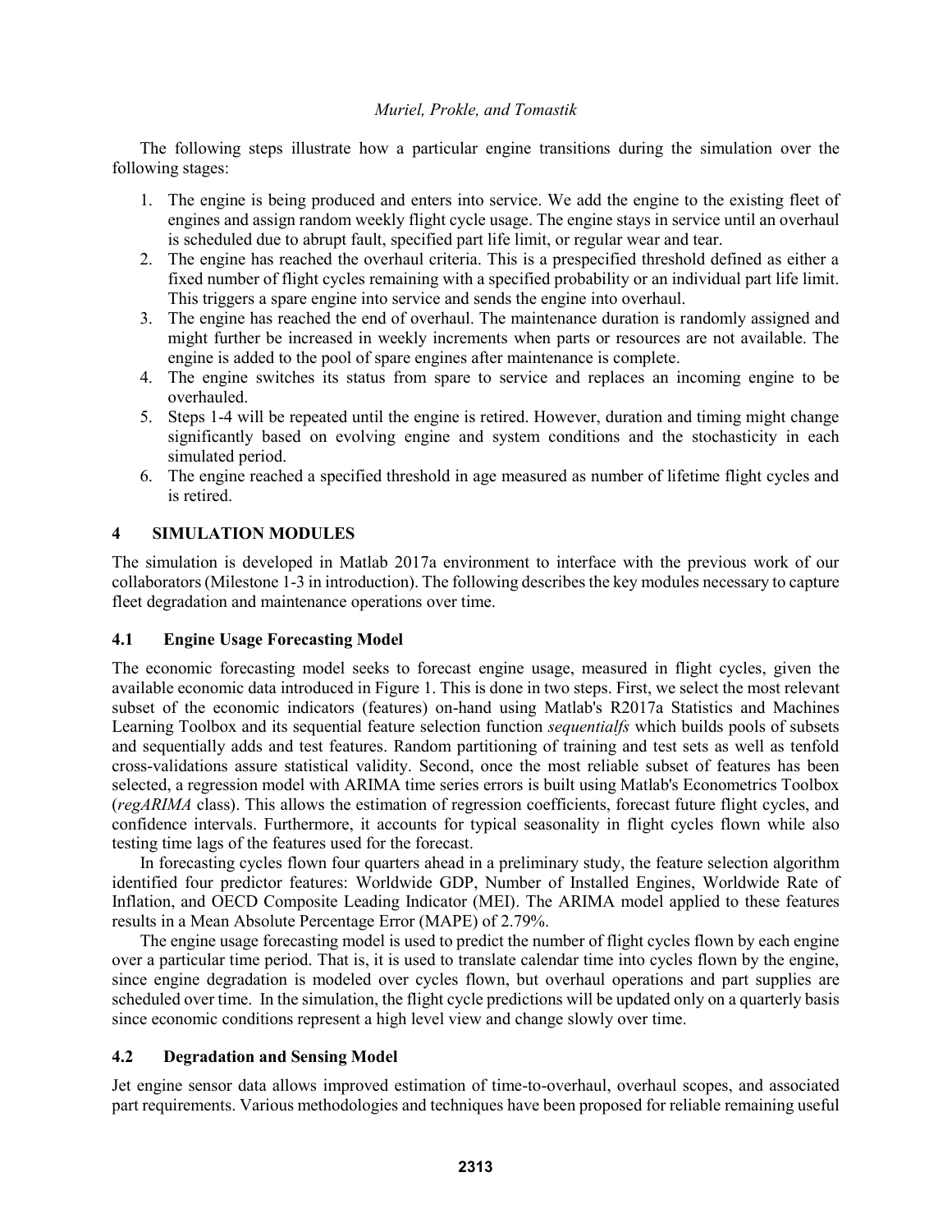The following steps illustrate how a particular engine transitions during the simulation over the following stages:

1. The engine is being produced and enters into service. We add the engine to the existing fleet of engines and assign random weekly flight cycle usage. The engine stays in service until an overhaul is scheduled due to abrupt fault, specified part life limit, or regular wear and tear.
2. The engine has reached the overhaul criteria. This is a prespecified threshold defined as either a fixed number of flight cycles remaining with a specified probability or an individual part life limit. This triggers a spare engine into service and sends the engine into overhaul.
3. The engine has reached the end of overhaul. The maintenance duration is randomly assigned and might further be increased in weekly increments when parts or resources are not available. The engine is added to the pool of spare engines after maintenance is complete.
4. The engine switches its status from spare to service and replaces an incoming engine to be overhauled.
5. Steps 1-4 will be repeated until the engine is retired. However, duration and timing might change significantly based on evolving engine and system conditions and the stochasticity in each simulated period.
6. The engine reached a specified threshold in age measured as number of lifetime flight cycles and is retired.

## 4 SIMULATION MODULES

The simulation is developed in Matlab 2017a environment to interface with the previous work of our collaborators (Milestone 1-3 in introduction). The following describes the key modules necessary to capture fleet degradation and maintenance operations over time.

### 4.1 Engine Usage Forecasting Model

The economic forecasting model seeks to forecast engine usage, measured in flight cycles, given the available economic data introduced in Figure 1. This is done in two steps. First, we select the most relevant subset of the economic indicators (features) on-hand using Matlab's R2017a Statistics and Machines Learning Toolbox and its sequential feature selection function *sequentialfs* which builds pools of subsets and sequentially adds and test features. Random partitioning of training and test sets as well as tenfold cross-validations assure statistical validity. Second, once the most reliable subset of features has been selected, a regression model with ARIMA time series errors is built using Matlab's Econometrics Toolbox (*regARIMA* class). This allows the estimation of regression coefficients, forecast future flight cycles, and confidence intervals. Furthermore, it accounts for typical seasonality in flight cycles flown while also testing time lags of the features used for the forecast.

In forecasting cycles flown four quarters ahead in a preliminary study, the feature selection algorithm identified four predictor features: Worldwide GDP, Number of Installed Engines, Worldwide Rate of Inflation, and OECD Composite Leading Indicator (MEI). The ARIMA model applied to these features results in a Mean Absolute Percentage Error (MAPE) of 2.79%.

The engine usage forecasting model is used to predict the number of flight cycles flown by each engine over a particular time period. That is, it is used to translate calendar time into cycles flown by the engine, since engine degradation is modeled over cycles flown, but overhaul operations and part supplies are scheduled over time. In the simulation, the flight cycle predictions will be updated only on a quarterly basis since economic conditions represent a high level view and change slowly over time.

### 4.2 Degradation and Sensing Model

Jet engine sensor data allows improved estimation of time-to-overhaul, overhaul scopes, and associated part requirements. Various methodologies and techniques have been proposed for reliable remaining useful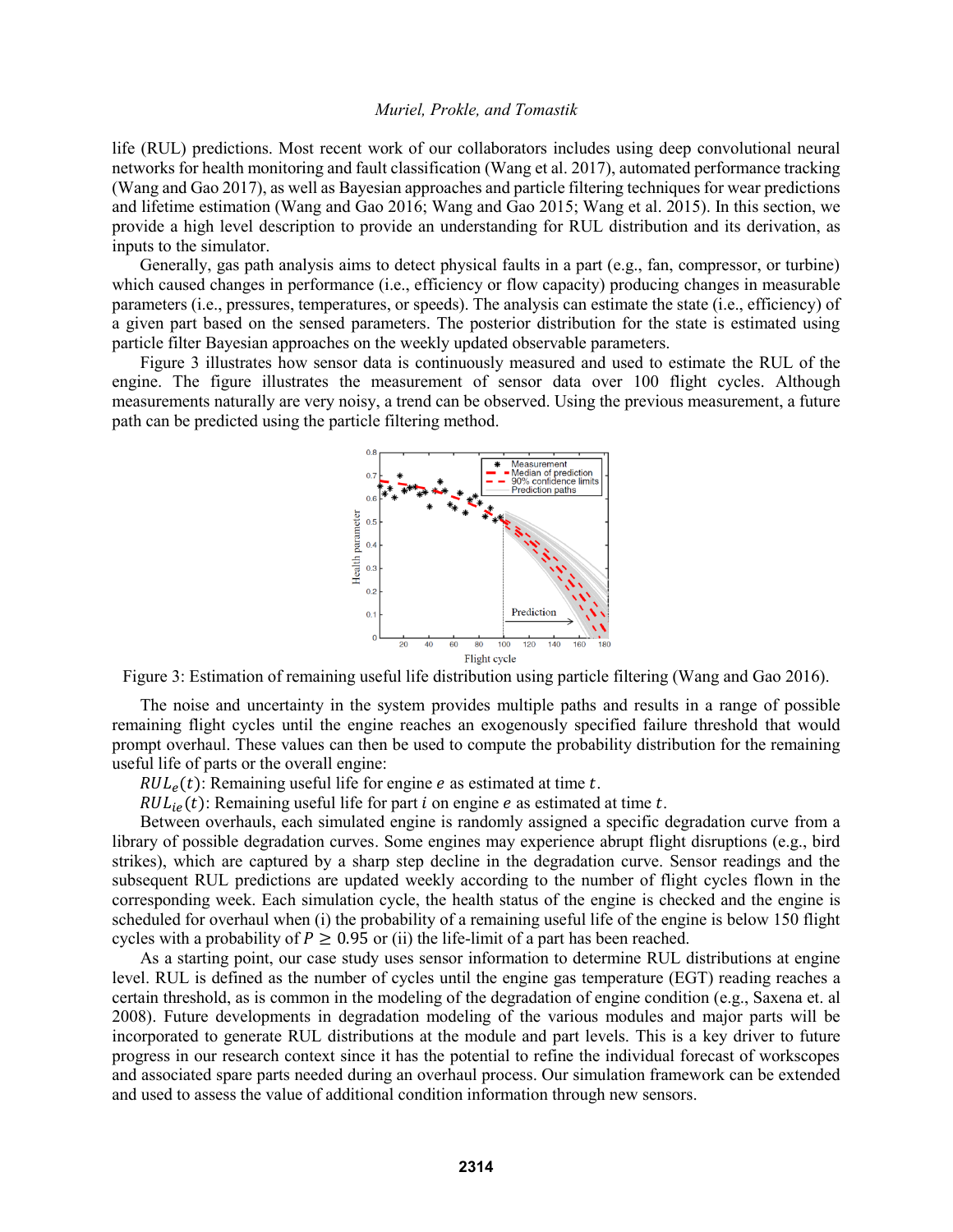life (RUL) predictions. Most recent work of our collaborators includes using deep convolutional neural networks for health monitoring and fault classification (Wang et al. 2017), automated performance tracking (Wang and Gao 2017), as well as Bayesian approaches and particle filtering techniques for wear predictions and lifetime estimation (Wang and Gao 2016; Wang and Gao 2015; Wang et al. 2015). In this section, we provide a high level description to provide an understanding for RUL distribution and its derivation, as inputs to the simulator.

Generally, gas path analysis aims to detect physical faults in a part (e.g., fan, compressor, or turbine) which caused changes in performance (i.e., efficiency or flow capacity) producing changes in measurable parameters (i.e., pressures, temperatures, or speeds). The analysis can estimate the state (i.e., efficiency) of a given part based on the sensed parameters. The posterior distribution for the state is estimated using particle filter Bayesian approaches on the weekly updated observable parameters.

Figure 3 illustrates how sensor data is continuously measured and used to estimate the RUL of the engine. The figure illustrates the measurement of sensor data over 100 flight cycles. Although measurements naturally are very noisy, a trend can be observed. Using the previous measurement, a future path can be predicted using the particle filtering method.

Figure 3: Estimation of remaining useful life distribution using particle filtering (Wang and Gao 2016).

The noise and uncertainty in the system provides multiple paths and results in a range of possible remaining flight cycles until the engine reaches an exogenously specified failure threshold that would prompt overhaul. These values can then be used to compute the probability distribution for the remaining useful life of parts or the overall engine:

$RUL_e(t)$: Remaining useful life for engine $e$ as estimated at time $t$.

$RUL_{ie}(t)$: Remaining useful life for part $i$ on engine $e$ as estimated at time $t$.

Between overhauls, each simulated engine is randomly assigned a specific degradation curve from a library of possible degradation curves. Some engines may experience abrupt flight disruptions (e.g., bird strikes), which are captured by a sharp step decline in the degradation curve. Sensor readings and the subsequent RUL predictions are updated weekly according to the number of flight cycles flown in the corresponding week. Each simulation cycle, the health status of the engine is checked and the engine is scheduled for overhaul when (i) the probability of a remaining useful life of the engine is below 150 flight cycles with a probability of $P \geq 0.95$ or (ii) the life-limit of a part has been reached.

As a starting point, our case study uses sensor information to determine RUL distributions at engine level. RUL is defined as the number of cycles until the engine gas temperature (EGT) reading reaches a certain threshold, as is common in the modeling of the degradation of engine condition (e.g., Saxena et. al 2008). Future developments in degradation modeling of the various modules and major parts will be incorporated to generate RUL distributions at the module and part levels. This is a key driver to future progress in our research context since it has the potential to refine the individual forecast of workscopes and associated spare parts needed during an overhaul process. Our simulation framework can be extended and used to assess the value of additional condition information through new sensors.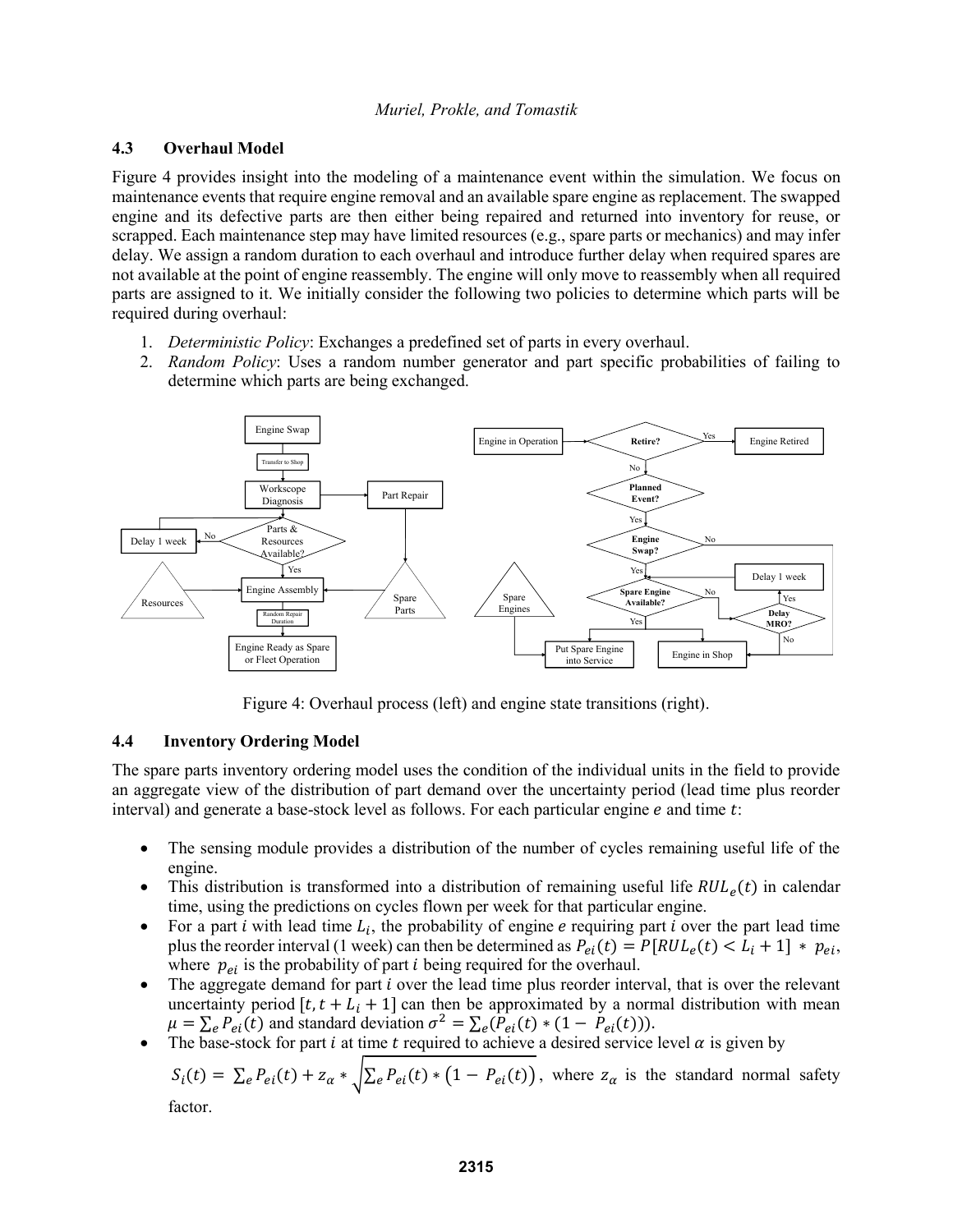## 4.3 Overhaul Model

Figure 4 provides insight into the modeling of a maintenance event within the simulation. We focus on maintenance events that require engine removal and an available spare engine as replacement. The swapped engine and its defective parts are then either being repaired and returned into inventory for reuse, or scrapped. Each maintenance step may have limited resources (e.g., spare parts or mechanics) and may infer delay. We assign a random duration to each overhaul and introduce further delay when required spares are not available at the point of engine reassembly. The engine will only move to reassembly when all required parts are assigned to it. We initially consider the following two policies to determine which parts will be required during overhaul:

1. *Deterministic Policy*: Exchanges a predefined set of parts in every overhaul.
2. *Random Policy*: Uses a random number generator and part specific probabilities of failing to determine which parts are being exchanged.

Figure 4: Overhaul process (left) and engine state transitions (right).

## 4.4 Inventory Ordering Model

The spare parts inventory ordering model uses the condition of the individual units in the field to provide an aggregate view of the distribution of part demand over the uncertainty period (lead time plus reorder interval) and generate a base-stock level as follows. For each particular engine $e$ and time $t$:

- The sensing module provides a distribution of the number of cycles remaining useful life of the engine.
- This distribution is transformed into a distribution of remaining useful life $RUL_e(t)$ in calendar time, using the predictions on cycles flown per week for that particular engine.
- For a part $i$ with lead time $L_i$, the probability of engine $e$ requiring part $i$ over the part lead time plus the reorder interval (1 week) can then be determined as $P_{ei}(t) = P[RUL_e(t) < L_i + 1] * p_{ei}$, where $p_{ei}$ is the probability of part $i$ being required for the overhaul.
- The aggregate demand for part $i$ over the lead time plus reorder interval, that is over the relevant uncertainty period $[t, t + L_i + 1]$ can then be approximated by a normal distribution with mean $\mu = \sum_e P_{ei}(t)$ and standard deviation $\sigma^2 = \sum_e (P_{ei}(t) * (1 - P_{ei}(t)))$.
- The base-stock for part $i$ at time $t$ required to achieve a desired service level $\alpha$ is given by $S_i(t) = \sum_e P_{ei}(t) + z_\alpha * \sqrt{\sum_e P_{ei}(t) * (1 - P_{ei}(t))}$, where $z_\alpha$ is the standard normal safety factor.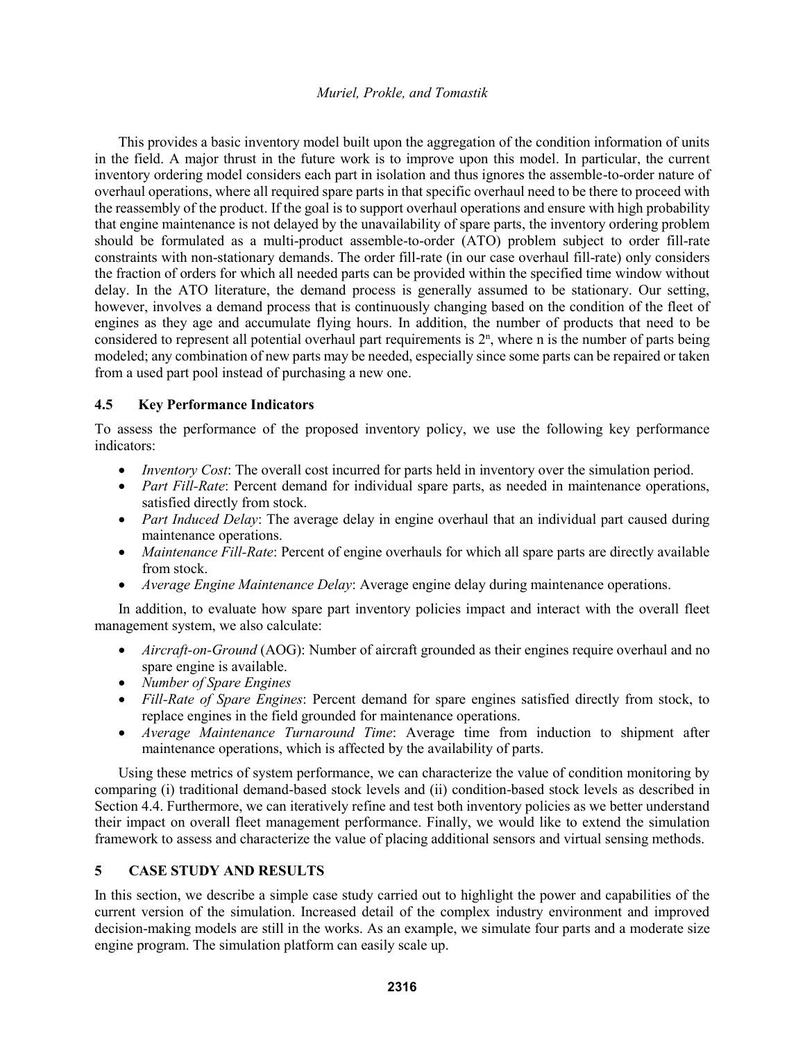This provides a basic inventory model built upon the aggregation of the condition information of units in the field. A major thrust in the future work is to improve upon this model. In particular, the current inventory ordering model considers each part in isolation and thus ignores the assemble-to-order nature of overhaul operations, where all required spare parts in that specific overhaul need to be there to proceed with the reassembly of the product. If the goal is to support overhaul operations and ensure with high probability that engine maintenance is not delayed by the unavailability of spare parts, the inventory ordering problem should be formulated as a multi-product assemble-to-order (ATO) problem subject to order fill-rate constraints with non-stationary demands. The order fill-rate (in our case overhaul fill-rate) only considers the fraction of orders for which all needed parts can be provided within the specified time window without delay. In the ATO literature, the demand process is generally assumed to be stationary. Our setting, however, involves a demand process that is continuously changing based on the condition of the fleet of engines as they age and accumulate flying hours. In addition, the number of products that need to be considered to represent all potential overhaul part requirements is $2^n$, where n is the number of parts being modeled; any combination of new parts may be needed, especially since some parts can be repaired or taken from a used part pool instead of purchasing a new one.

### 4.5 Key Performance Indicators

To assess the performance of the proposed inventory policy, we use the following key performance indicators:

- *Inventory Cost*: The overall cost incurred for parts held in inventory over the simulation period.
- *Part Fill-Rate*: Percent demand for individual spare parts, as needed in maintenance operations, satisfied directly from stock.
- *Part Induced Delay*: The average delay in engine overhaul that an individual part caused during maintenance operations.
- *Maintenance Fill-Rate*: Percent of engine overhauls for which all spare parts are directly available from stock.
- *Average Engine Maintenance Delay*: Average engine delay during maintenance operations.

In addition, to evaluate how spare part inventory policies impact and interact with the overall fleet management system, we also calculate:

- *Aircraft-on-Ground* (AOG): Number of aircraft grounded as their engines require overhaul and no spare engine is available.
- *Number of Spare Engines*
- *Fill-Rate of Spare Engines*: Percent demand for spare engines satisfied directly from stock, to replace engines in the field grounded for maintenance operations.
- *Average Maintenance Turnaround Time*: Average time from induction to shipment after maintenance operations, which is affected by the availability of parts.

Using these metrics of system performance, we can characterize the value of condition monitoring by comparing (i) traditional demand-based stock levels and (ii) condition-based stock levels as described in Section 4.4. Furthermore, we can iteratively refine and test both inventory policies as we better understand their impact on overall fleet management performance. Finally, we would like to extend the simulation framework to assess and characterize the value of placing additional sensors and virtual sensing methods.

## 5 CASE STUDY AND RESULTS

In this section, we describe a simple case study carried out to highlight the power and capabilities of the current version of the simulation. Increased detail of the complex industry environment and improved decision-making models are still in the works. As an example, we simulate four parts and a moderate size engine program. The simulation platform can easily scale up.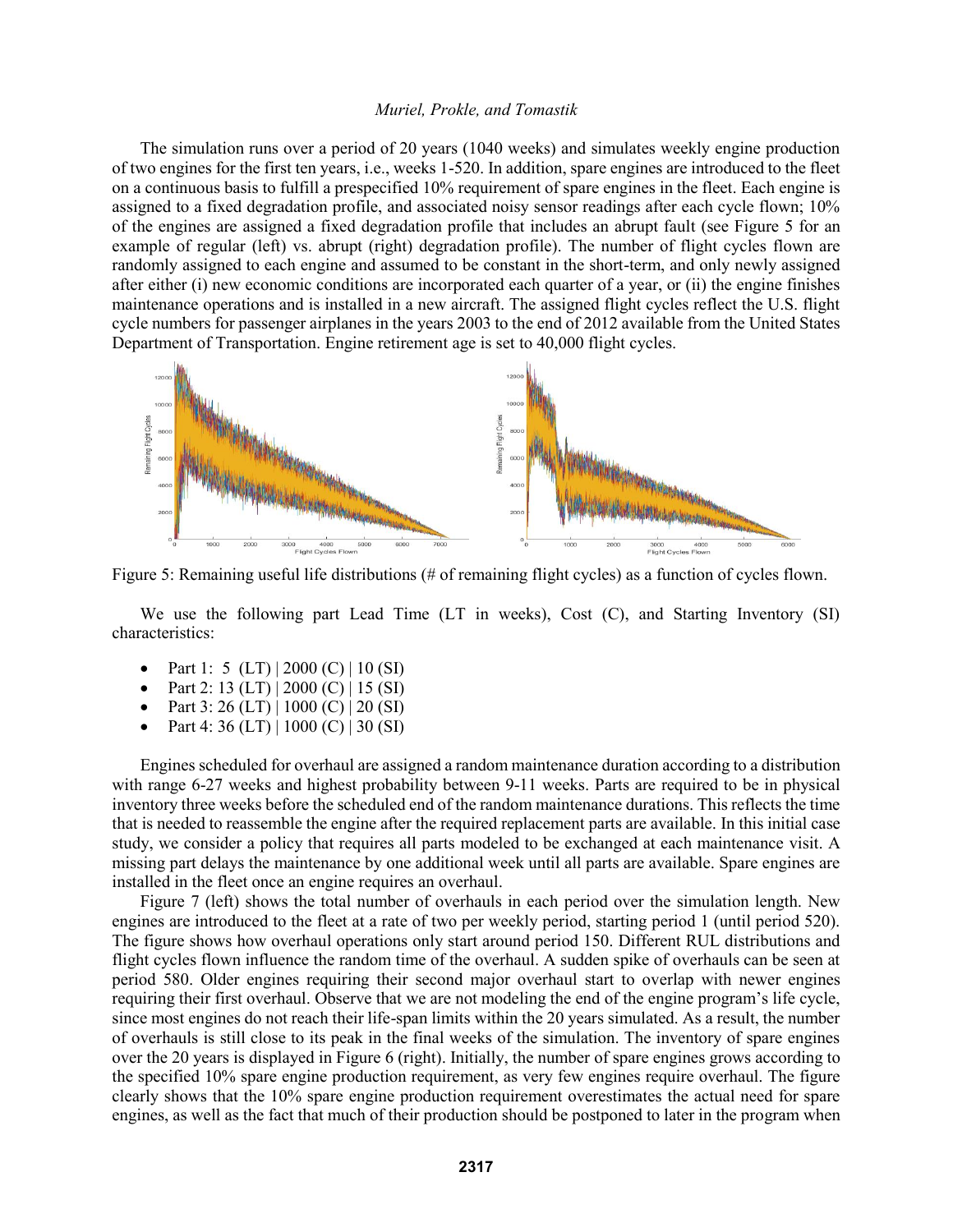The simulation runs over a period of 20 years (1040 weeks) and simulates weekly engine production of two engines for the first ten years, i.e., weeks 1-520. In addition, spare engines are introduced to the fleet on a continuous basis to fulfill a prespecified 10% requirement of spare engines in the fleet. Each engine is assigned to a fixed degradation profile, and associated noisy sensor readings after each cycle flown; 10% of the engines are assigned a fixed degradation profile that includes an abrupt fault (see Figure 5 for an example of regular (left) vs. abrupt (right) degradation profile). The number of flight cycles flown are randomly assigned to each engine and assumed to be constant in the short-term, and only newly assigned after either (i) new economic conditions are incorporated each quarter of a year, or (ii) the engine finishes maintenance operations and is installed in a new aircraft. The assigned flight cycles reflect the U.S. flight cycle numbers for passenger airplanes in the years 2003 to the end of 2012 available from the United States Department of Transportation. Engine retirement age is set to 40,000 flight cycles.

Figure 5: Remaining useful life distributions (# of remaining flight cycles) as a function of cycles flown.

We use the following part Lead Time (LT in weeks), Cost (C), and Starting Inventory (SI) characteristics:

- Part 1: 5 (LT) | 2000 (C) | 10 (SI)
- Part 2: 13 (LT) | 2000 (C) | 15 (SI)
- Part 3: 26 (LT) | 1000 (C) | 20 (SI)
- Part 4: 36 (LT) | 1000 (C) | 30 (SI)

Engines scheduled for overhaul are assigned a random maintenance duration according to a distribution with range 6-27 weeks and highest probability between 9-11 weeks. Parts are required to be in physical inventory three weeks before the scheduled end of the random maintenance durations. This reflects the time that is needed to reassemble the engine after the required replacement parts are available. In this initial case study, we consider a policy that requires all parts modeled to be exchanged at each maintenance visit. A missing part delays the maintenance by one additional week until all parts are available. Spare engines are installed in the fleet once an engine requires an overhaul.

Figure 7 (left) shows the total number of overhauls in each period over the simulation length. New engines are introduced to the fleet at a rate of two per weekly period, starting period 1 (until period 520). The figure shows how overhaul operations only start around period 150. Different RUL distributions and flight cycles flown influence the random time of the overhaul. A sudden spike of overhauls can be seen at period 580. Older engines requiring their second major overhaul start to overlap with newer engines requiring their first overhaul. Observe that we are not modeling the end of the engine program's life cycle, since most engines do not reach their life-span limits within the 20 years simulated. As a result, the number of overhauls is still close to its peak in the final weeks of the simulation. The inventory of spare engines over the 20 years is displayed in Figure 6 (right). Initially, the number of spare engines grows according to the specified 10% spare engine production requirement, as very few engines require overhaul. The figure clearly shows that the 10% spare engine production requirement overestimates the actual need for spare engines, as well as the fact that much of their production should be postponed to later in the program when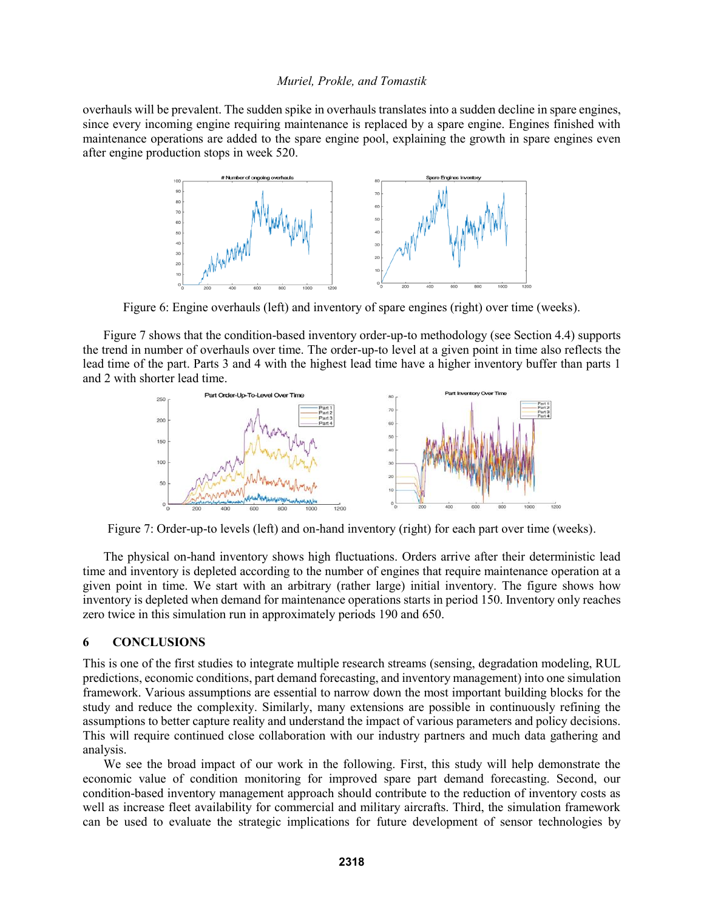overhauls will be prevalent. The sudden spike in overhauls translates into a sudden decline in spare engines, since every incoming engine requiring maintenance is replaced by a spare engine. Engines finished with maintenance operations are added to the spare engine pool, explaining the growth in spare engines even after engine production stops in week 520.

Figure 6: Engine overhauls (left) and inventory of spare engines (right) over time (weeks).

Figure 7 shows that the condition-based inventory order-up-to methodology (see Section 4.4) supports the trend in number of overhauls over time. The order-up-to level at a given point in time also reflects the lead time of the part. Parts 3 and 4 with the highest lead time have a higher inventory buffer than parts 1 and 2 with shorter lead time.

Figure 7: Order-up-to levels (left) and on-hand inventory (right) for each part over time (weeks).

The physical on-hand inventory shows high fluctuations. Orders arrive after their deterministic lead time and inventory is depleted according to the number of engines that require maintenance operation at a given point in time. We start with an arbitrary (rather large) initial inventory. The figure shows how inventory is depleted when demand for maintenance operations starts in period 150. Inventory only reaches zero twice in this simulation run in approximately periods 190 and 650.

## 6 CONCLUSIONS

This is one of the first studies to integrate multiple research streams (sensing, degradation modeling, RUL predictions, economic conditions, part demand forecasting, and inventory management) into one simulation framework. Various assumptions are essential to narrow down the most important building blocks for the study and reduce the complexity. Similarly, many extensions are possible in continuously refining the assumptions to better capture reality and understand the impact of various parameters and policy decisions. This will require continued close collaboration with our industry partners and much data gathering and analysis.

We see the broad impact of our work in the following. First, this study will help demonstrate the economic value of condition monitoring for improved spare part demand forecasting. Second, our condition-based inventory management approach should contribute to the reduction of inventory costs as well as increase fleet availability for commercial and military aircrafts. Third, the simulation framework can be used to evaluate the strategic implications for future development of sensor technologies by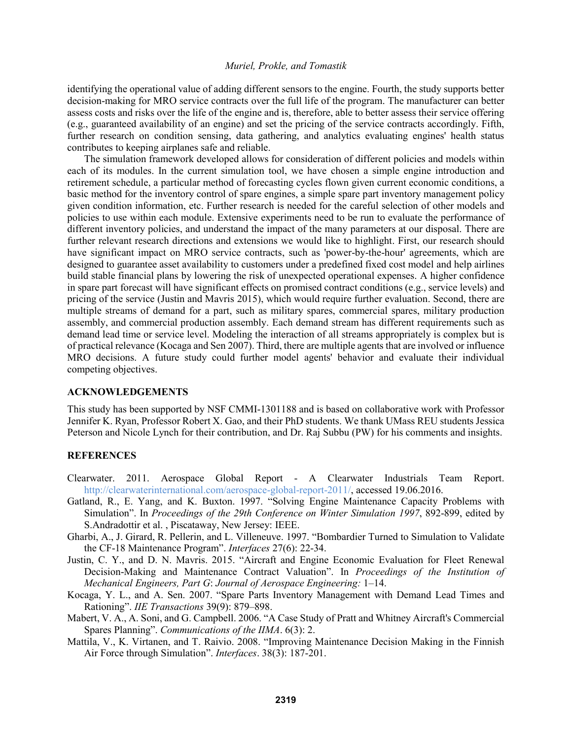identifying the operational value of adding different sensors to the engine. Fourth, the study supports better decision-making for MRO service contracts over the full life of the program. The manufacturer can better assess costs and risks over the life of the engine and is, therefore, able to better assess their service offering (e.g., guaranteed availability of an engine) and set the pricing of the service contracts accordingly. Fifth, further research on condition sensing, data gathering, and analytics evaluating engines' health status contributes to keeping airplanes safe and reliable.

The simulation framework developed allows for consideration of different policies and models within each of its modules. In the current simulation tool, we have chosen a simple engine introduction and retirement schedule, a particular method of forecasting cycles flown given current economic conditions, a basic method for the inventory control of spare engines, a simple spare part inventory management policy given condition information, etc. Further research is needed for the careful selection of other models and policies to use within each module. Extensive experiments need to be run to evaluate the performance of different inventory policies, and understand the impact of the many parameters at our disposal. There are further relevant research directions and extensions we would like to highlight. First, our research should have significant impact on MRO service contracts, such as 'power-by-the-hour' agreements, which are designed to guarantee asset availability to customers under a predefined fixed cost model and help airlines build stable financial plans by lowering the risk of unexpected operational expenses. A higher confidence in spare part forecast will have significant effects on promised contract conditions (e.g., service levels) and pricing of the service (Justin and Mavris 2015), which would require further evaluation. Second, there are multiple streams of demand for a part, such as military spares, commercial spares, military production assembly, and commercial production assembly. Each demand stream has different requirements such as demand lead time or service level. Modeling the interaction of all streams appropriately is complex but is of practical relevance (Kocaga and Sen 2007). Third, there are multiple agents that are involved or influence MRO decisions. A future study could further model agents' behavior and evaluate their individual competing objectives.

## ACKNOWLEDGEMENTS

This study has been supported by NSF CMMI-1301188 and is based on collaborative work with Professor Jennifer K. Ryan, Professor Robert X. Gao, and their PhD students. We thank UMass REU students Jessica Peterson and Nicole Lynch for their contribution, and Dr. Raj Subbu (PW) for his comments and insights.

## REFERENCES

Clearwater. 2011. Aerospace Global Report - A Clearwater Industrials Team Report. http://clearwaterinternational.com/aerospace-global-report-2011/, accessed 19.06.2016.

Gatland, R., E. Yang, and K. Buxton. 1997. "Solving Engine Maintenance Capacity Problems with Simulation". In *Proceedings of the 29th Conference on Winter Simulation 1997*, 892-899, edited by S.Andradottir et al. , Piscataway, New Jersey: IEEE.

Gharbi, A., J. Girard, R. Pellerin, and L. Villeneuve. 1997. "Bombardier Turned to Simulation to Validate the CF-18 Maintenance Program". *Interfaces* 27(6): 22-34.

Justin, C. Y., and D. N. Mavris. 2015. "Aircraft and Engine Economic Evaluation for Fleet Renewal Decision-Making and Maintenance Contract Valuation". In *Proceedings of the Institution of Mechanical Engineers, Part G*: *Journal of Aerospace Engineering:* 1–14.

Kocaga, Y. L., and A. Sen. 2007. "Spare Parts Inventory Management with Demand Lead Times and Rationing". *IIE Transactions* 39(9): 879–898.

Mabert, V. A., A. Soni, and G. Campbell. 2006. "A Case Study of Pratt and Whitney Aircraft's Commercial Spares Planning". *Communications of the IIMA*. 6(3): 2.

Mattila, V., K. Virtanen, and T. Raivio. 2008. "Improving Maintenance Decision Making in the Finnish Air Force through Simulation". *Interfaces*. 38(3): 187-201.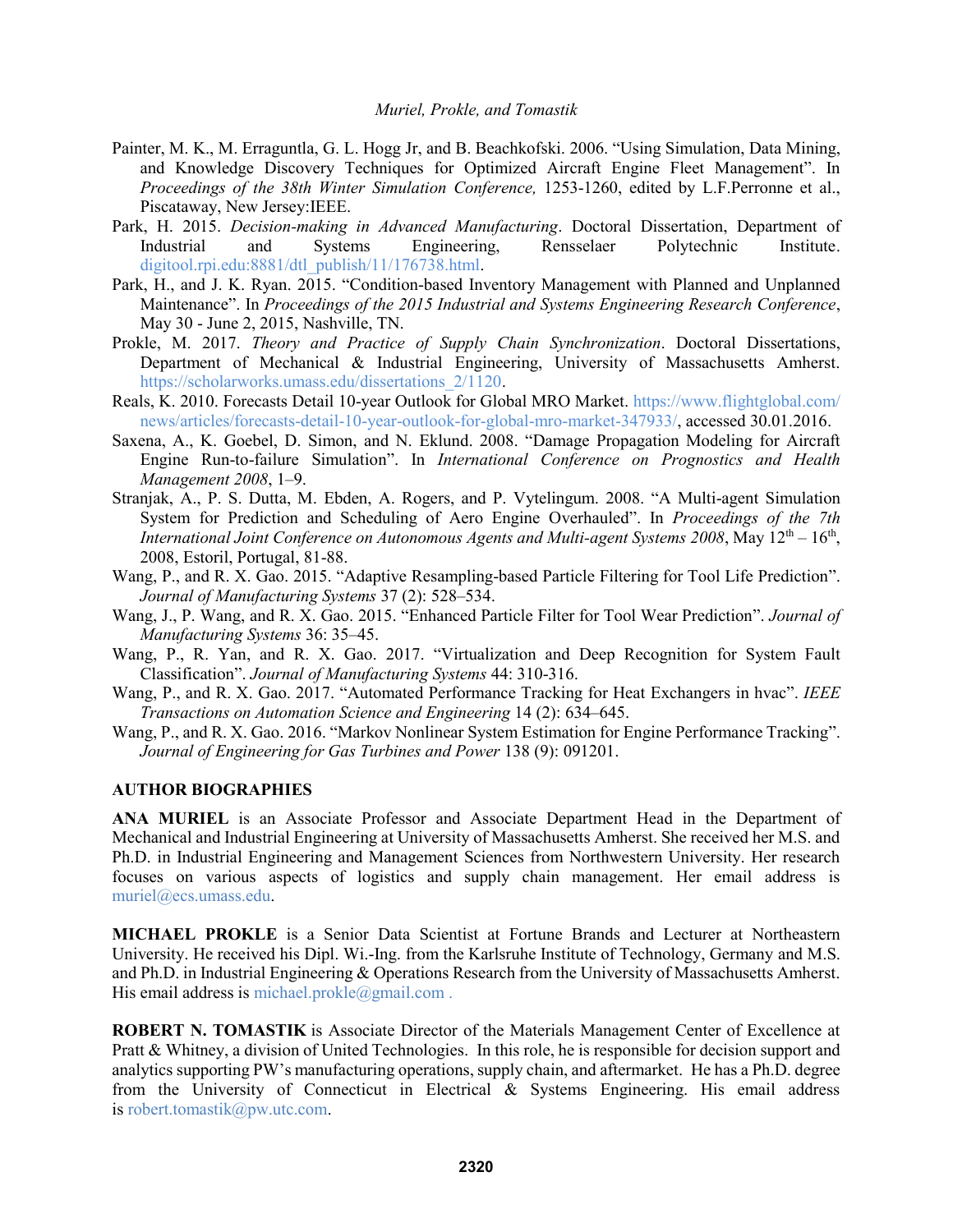Painter, M. K., M. Erraguntla, G. L. Hogg Jr, and B. Beachkofski. 2006. "Using Simulation, Data Mining, and Knowledge Discovery Techniques for Optimized Aircraft Engine Fleet Management". In *Proceedings of the 38th Winter Simulation Conference,* 1253-1260, edited by L.F.Perronne et al., Piscataway, New Jersey:IEEE.

Park, H. 2015. *Decision-making in Advanced Manufacturing*. Doctoral Dissertation, Department of Industrial and Systems Engineering, Rensselaer Polytechnic Institute. digitool.rpi.edu:8881/dtl_publish/11/176738.html.

Park, H., and J. K. Ryan. 2015. "Condition-based Inventory Management with Planned and Unplanned Maintenance". In *Proceedings of the 2015 Industrial and Systems Engineering Research Conference*, May 30 - June 2, 2015, Nashville, TN.

Prokle, M. 2017. *Theory and Practice of Supply Chain Synchronization*. Doctoral Dissertations, Department of Mechanical & Industrial Engineering, University of Massachusetts Amherst. https://scholarworks.umass.edu/dissertations_2/1120.

Reals, K. 2010. Forecasts Detail 10-year Outlook for Global MRO Market. https://www.flightglobal.com/news/articles/forecasts-detail-10-year-outlook-for-global-mro-market-347933/, accessed 30.01.2016.

Saxena, A., K. Goebel, D. Simon, and N. Eklund. 2008. "Damage Propagation Modeling for Aircraft Engine Run-to-failure Simulation". In *International Conference on Prognostics and Health Management 2008*, 1–9.

Stranjak, A., P. S. Dutta, M. Ebden, A. Rogers, and P. Vytelingum. 2008. "A Multi-agent Simulation System for Prediction and Scheduling of Aero Engine Overhauled". In *Proceedings of the 7th International Joint Conference on Autonomous Agents and Multi-agent Systems 2008*, May 12th – 16th, 2008, Estoril, Portugal, 81-88.

Wang, P., and R. X. Gao. 2015. "Adaptive Resampling-based Particle Filtering for Tool Life Prediction". *Journal of Manufacturing Systems* 37 (2): 528–534.

Wang, J., P. Wang, and R. X. Gao. 2015. "Enhanced Particle Filter for Tool Wear Prediction". *Journal of Manufacturing Systems* 36: 35–45.

Wang, P., R. Yan, and R. X. Gao. 2017. "Virtualization and Deep Recognition for System Fault Classification". *Journal of Manufacturing Systems* 44: 310-316.

Wang, P., and R. X. Gao. 2017. "Automated Performance Tracking for Heat Exchangers in hvac". *IEEE Transactions on Automation Science and Engineering* 14 (2): 634–645.

Wang, P., and R. X. Gao. 2016. "Markov Nonlinear System Estimation for Engine Performance Tracking". *Journal of Engineering for Gas Turbines and Power* 138 (9): 091201.

## AUTHOR BIOGRAPHIES

**ANA MURIEL** is an Associate Professor and Associate Department Head in the Department of Mechanical and Industrial Engineering at University of Massachusetts Amherst. She received her M.S. and Ph.D. in Industrial Engineering and Management Sciences from Northwestern University. Her research focuses on various aspects of logistics and supply chain management. Her email address is muriel@ecs.umass.edu.

**MICHAEL PROKLE** is a Senior Data Scientist at Fortune Brands and Lecturer at Northeastern University. He received his Dipl. Wi.-Ing. from the Karlsruhe Institute of Technology, Germany and M.S. and Ph.D. in Industrial Engineering & Operations Research from the University of Massachusetts Amherst. His email address is michael.prokle@gmail.com .

**ROBERT N. TOMASTIK** is Associate Director of the Materials Management Center of Excellence at Pratt & Whitney, a division of United Technologies. In this role, he is responsible for decision support and analytics supporting PW's manufacturing operations, supply chain, and aftermarket. He has a Ph.D. degree from the University of Connecticut in Electrical & Systems Engineering. His email address is robert.tomastik@pw.utc.com.